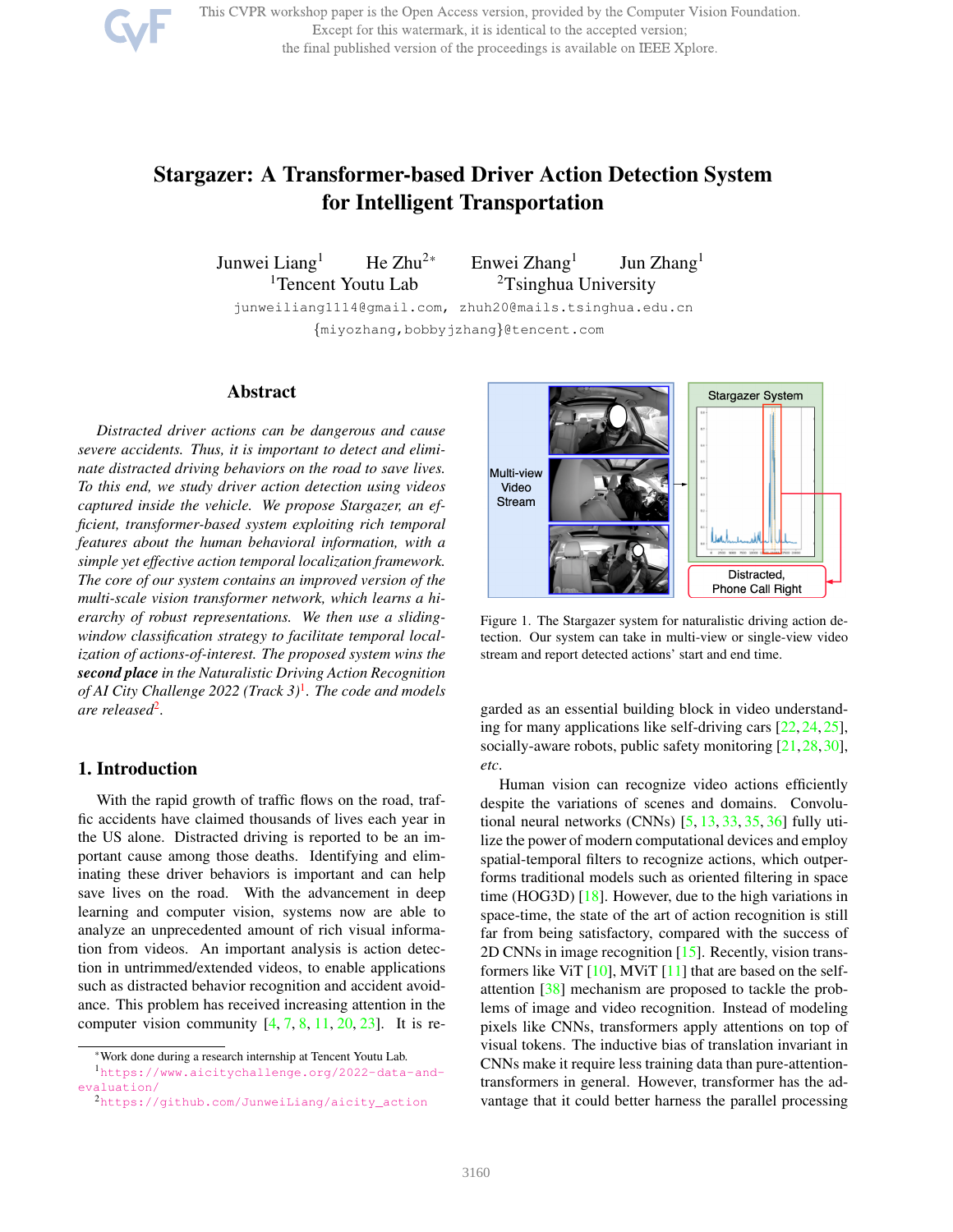This CVPR workshop paper is the Open Access version, provided by the Computer Vision Foundation. Except for this watermark, it is identical to the accepted version; the final published version of the proceedings is available on IEEE Xplore.

# Stargazer: A Transformer-based Driver Action Detection System for Intelligent Transportation

Junwei Liang[1] He Zhu[2]* Enwei Zhang[1] Jun Zhang[1]

[1]Tencent Youtu Lab [2]Tsinghua University

junweiliang1114@gmail.com, zhuh20@mails.tsinghua.edu.cn

{miyozhang,bobbyjzhang}@tencent.com

## Abstract

*Distracted driver actions can be dangerous and cause severe accidents. Thus, it is important to detect and eliminate distracted driving behaviors on the road to save lives. To this end, we study driver action detection using videos captured inside the vehicle. We propose Stargazer, an efficient, transformer-based system exploiting rich temporal features about the human behavioral information, with a simple yet effective action temporal localization framework. The core of our system contains an improved version of the multi-scale vision transformer network, which learns a hierarchy of robust representations. We then use a sliding-window classification strategy to facilitate temporal localization of actions-of-interest. The proposed system wins the **second place** in the Naturalistic Driving Action Recognition of AI City Challenge 2022 (Track 3)[1]. The code and models are released[2].*

Figure 1. The Stargazer system for naturalistic driving action detection. Our system can take in multi-view or single-view video stream and report detected actions' start and end time.

## 1. Introduction

With the rapid growth of traffic flows on the road, traffic accidents have claimed thousands of lives each year in the US alone. Distracted driving is reported to be an important cause among those deaths. Identifying and eliminating these driver behaviors is important and can help save lives on the road. With the advancement in deep learning and computer vision, systems now are able to analyze an unprecedented amount of rich visual information from videos. An important analysis is action detection in untrimmed/extended videos, to enable applications such as distracted behavior recognition and accident avoidance. This problem has received increasing attention in the computer vision community [4, 7, 8, 11, 20, 23]. It is regarded as an essential building block in video understanding for many applications like self-driving cars [22, 24, 25], socially-aware robots, public safety monitoring [21, 28, 30], *etc*.

Human vision can recognize video actions efficiently despite the variations of scenes and domains. Convolutional neural networks (CNNs) [5, 13, 33, 35, 36] fully utilize the power of modern computational devices and employ spatial-temporal filters to recognize actions, which outperforms traditional models such as oriented filtering in space time (HOG3D) [18]. However, due to the high variations in space-time, the state of the art of action recognition is still far from being satisfactory, compared with the success of 2D CNNs in image recognition [15]. Recently, vision transformers like ViT [10], MViT [11] that are based on the self-attention [38] mechanism are proposed to tackle the problems of image and video recognition. Instead of modeling pixels like CNNs, transformers apply attentions on top of visual tokens. The inductive bias of translation invariant in CNNs make it require less training data than pure-attention-transformers in general. However, transformer has the advantage that it could better harness the parallel processing

*Work done during a research internship at Tencent Youtu Lab.

[1]https://www.aicitychallenge.org/2022-data-and-evaluation/

[2]https://github.com/JunweiLiang/aicity_action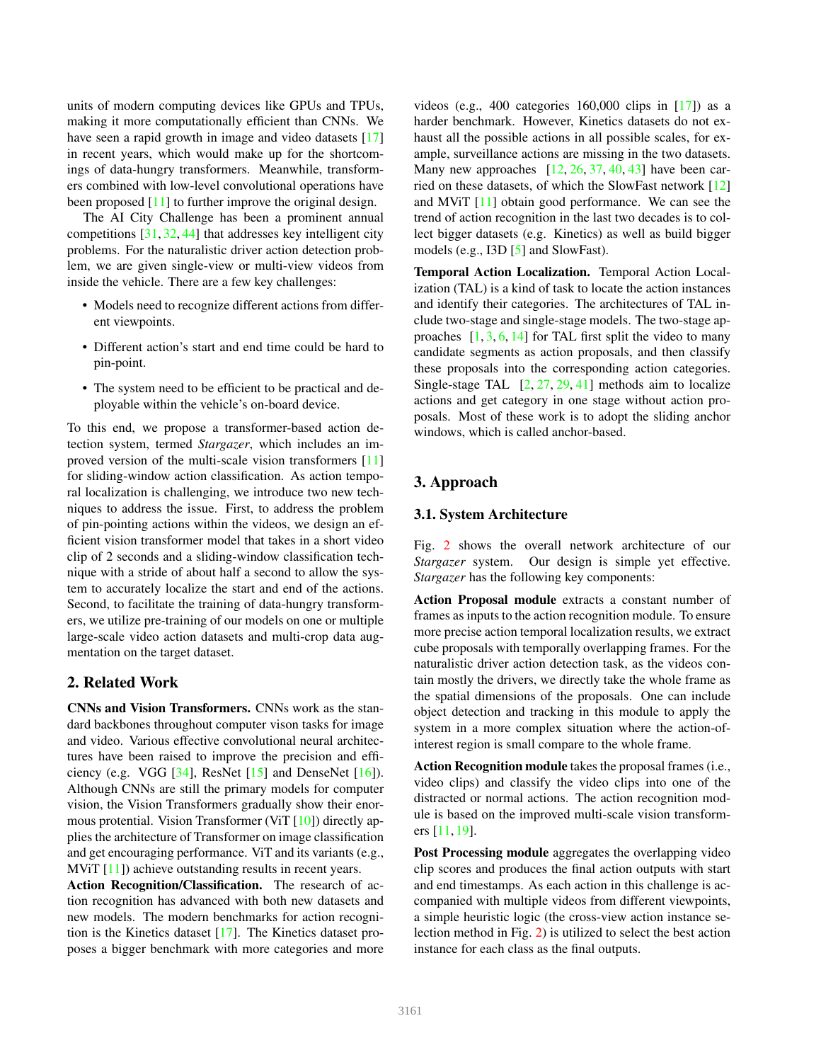units of modern computing devices like GPUs and TPUs, making it more computationally efficient than CNNs. We have seen a rapid growth in image and video datasets [17] in recent years, which would make up for the shortcomings of data-hungry transformers. Meanwhile, transformers combined with low-level convolutional operations have been proposed [11] to further improve the original design.

The AI City Challenge has been a prominent annual competitions [31, 32, 44] that addresses key intelligent city problems. For the naturalistic driver action detection problem, we are given single-view or multi-view videos from inside the vehicle. There are a few key challenges:

- Models need to recognize different actions from different viewpoints.
- Different action's start and end time could be hard to pin-point.
- The system need to be efficient to be practical and deployable within the vehicle's on-board device.

To this end, we propose a transformer-based action detection system, termed *Stargazer*, which includes an improved version of the multi-scale vision transformers [11] for sliding-window action classification. As action temporal localization is challenging, we introduce two new techniques to address the issue. First, to address the problem of pin-pointing actions within the videos, we design an efficient vision transformer model that takes in a short video clip of 2 seconds and a sliding-window classification technique with a stride of about half a second to allow the system to accurately localize the start and end of the actions. Second, to facilitate the training of data-hungry transformers, we utilize pre-training of our models on one or multiple large-scale video action datasets and multi-crop data augmentation on the target dataset.

## 2. Related Work

**CNNs and Vision Transformers.** CNNs work as the standard backbones throughout computer vison tasks for image and video. Various effective convolutional neural architectures have been raised to improve the precision and efficiency (e.g. VGG [34], ResNet [15] and DenseNet [16]). Although CNNs are still the primary models for computer vision, the Vision Transformers gradually show their enormous protential. Vision Transformer (ViT [10]) directly applies the architecture of Transformer on image classification and get encouraging performance. ViT and its variants (e.g., MViT [11]) achieve outstanding results in recent years.

**Action Recognition/Classification.** The research of action recognition has advanced with both new datasets and new models. The modern benchmarks for action recognition is the Kinetics dataset [17]. The Kinetics dataset proposes a bigger benchmark with more categories and more videos (e.g., 400 categories 160,000 clips in [17]) as a harder benchmark. However, Kinetics datasets do not exhaust all the possible actions in all possible scales, for example, surveillance actions are missing in the two datasets. Many new approaches [12, 26, 37, 40, 43] have been carried on these datasets, of which the SlowFast network [12] and MViT [11] obtain good performance. We can see the trend of action recognition in the last two decades is to collect bigger datasets (e.g. Kinetics) as well as build bigger models (e.g., I3D [5] and SlowFast).

**Temporal Action Localization.** Temporal Action Localization (TAL) is a kind of task to locate the action instances and identify their categories. The architectures of TAL include two-stage and single-stage models. The two-stage approaches [1, 3, 6, 14] for TAL first split the video to many candidate segments as action proposals, and then classify these proposals into the corresponding action categories. Single-stage TAL [2, 27, 29, 41] methods aim to localize actions and get category in one stage without action proposals. Most of these work is to adopt the sliding anchor windows, which is called anchor-based.

## 3. Approach

### 3.1. System Architecture

Fig. 2 shows the overall network architecture of our *Stargazer* system. Our design is simple yet effective. *Stargazer* has the following key components:

**Action Proposal module** extracts a constant number of frames as inputs to the action recognition module. To ensure more precise action temporal localization results, we extract cube proposals with temporally overlapping frames. For the naturalistic driver action detection task, as the videos contain mostly the drivers, we directly take the whole frame as the spatial dimensions of the proposals. One can include object detection and tracking in this module to apply the system in a more complex situation where the action-of-interest region is small compare to the whole frame.

**Action Recognition module** takes the proposal frames (i.e., video clips) and classify the video clips into one of the distracted or normal actions. The action recognition module is based on the improved multi-scale vision transformers [11, 19].

**Post Processing module** aggregates the overlapping video clip scores and produces the final action outputs with start and end timestamps. As each action in this challenge is accompanied with multiple videos from different viewpoints, a simple heuristic logic (the cross-view action instance selection method in Fig. 2) is utilized to select the best action instance for each class as the final outputs.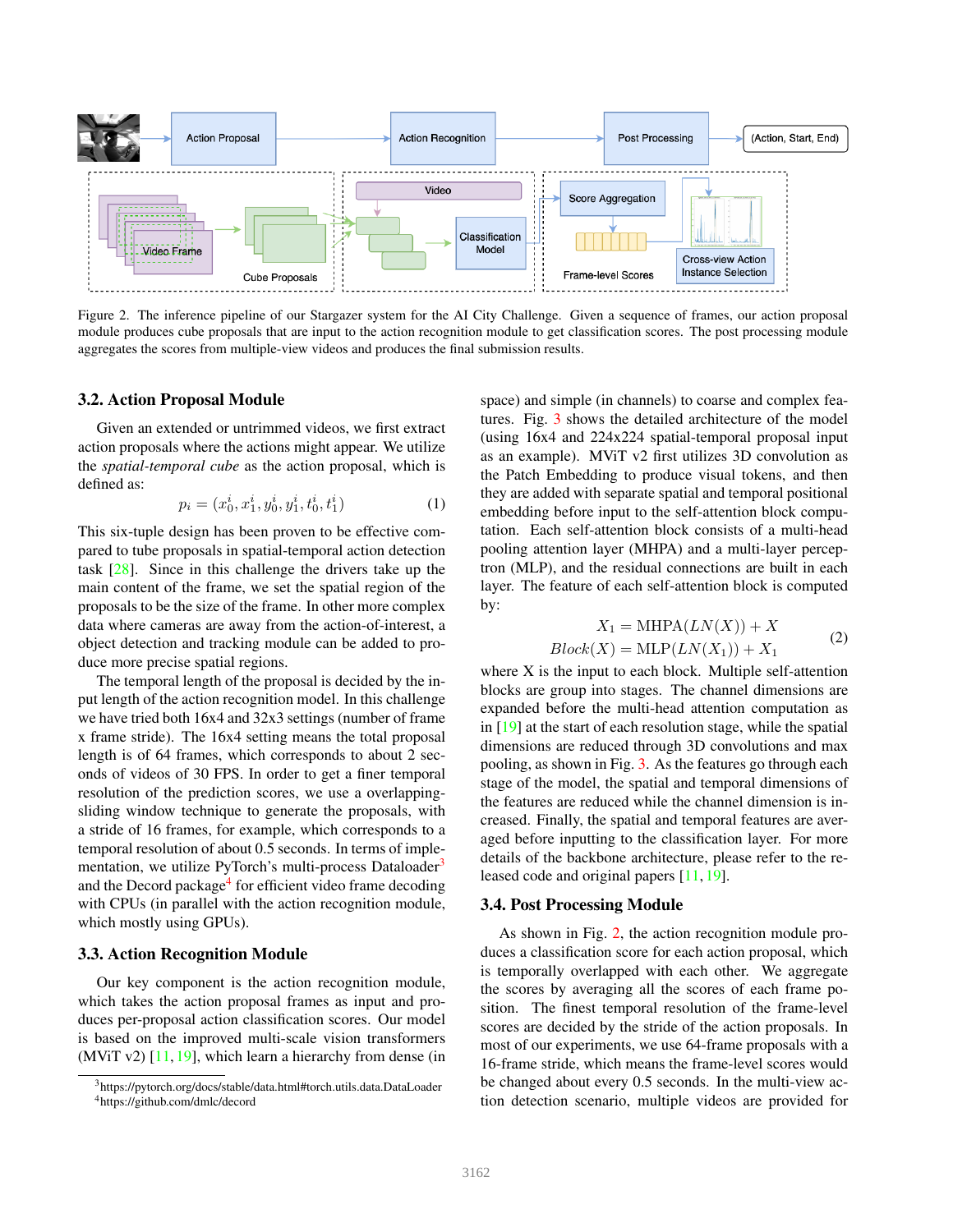Figure 2. The inference pipeline of our Stargazer system for the AI City Challenge. Given a sequence of frames, our action proposal module produces cube proposals that are input to the action recognition module to get classification scores. The post processing module aggregates the scores from multiple-view videos and produces the final submission results.

### 3.2. Action Proposal Module

Given an extended or untrimmed videos, we first extract action proposals where the actions might appear. We utilize the *spatial-temporal cube* as the action proposal, which is defined as:

$$p_i = (x_0^i, x_1^i, y_0^i, y_1^i, t_0^i, t_1^i) \tag{1}$$

This six-tuple design has been proven to be effective compared to tube proposals in spatial-temporal action detection task [28]. Since in this challenge the drivers take up the main content of the frame, we set the spatial region of the proposals to be the size of the frame. In other more complex data where cameras are away from the action-of-interest, a object detection and tracking module can be added to produce more precise spatial regions.

The temporal length of the proposal is decided by the input length of the action recognition model. In this challenge we have tried both 16x4 and 32x3 settings (number of frame x frame stride). The 16x4 setting means the total proposal length is of 64 frames, which corresponds to about 2 seconds of videos of 30 FPS. In order to get a finer temporal resolution of the prediction scores, we use a overlapping-sliding window technique to generate the proposals, with a stride of 16 frames, for example, which corresponds to a temporal resolution of about 0.5 seconds. In terms of implementation, we utilize PyTorch's multi-process Dataloader[3] and the Decord package[4] for efficient video frame decoding with CPUs (in parallel with the action recognition module, which mostly using GPUs).

### 3.3. Action Recognition Module

Our key component is the action recognition module, which takes the action proposal frames as input and produces per-proposal action classification scores. Our model is based on the improved multi-scale vision transformers (MViT v2) [11, 19], which learn a hierarchy from dense (in space) and simple (in channels) to coarse and complex features. Fig. 3 shows the detailed architecture of the model (using 16x4 and 224x224 spatial-temporal proposal input as an example). MViT v2 first utilizes 3D convolution as the Patch Embedding to produce visual tokens, and then they are added with separate spatial and temporal positional embedding before input to the self-attention block computation. Each self-attention block consists of a multi-head pooling attention layer (MHPA) and a multi-layer perceptron (MLP), and the residual connections are built in each layer. The feature of each self-attention block is computed by:

$$\begin{aligned} X_1 &= \text{MHPA}(LN(X)) + X \\ Block(X) &= \text{MLP}(LN(X_1)) + X_1 \end{aligned} \tag{2}$$

where X is the input to each block. Multiple self-attention blocks are group into stages. The channel dimensions are expanded before the multi-head attention computation as in [19] at the start of each resolution stage, while the spatial dimensions are reduced through 3D convolutions and max pooling, as shown in Fig. 3. As the features go through each stage of the model, the spatial and temporal dimensions of the features are reduced while the channel dimension is increased. Finally, the spatial and temporal features are averaged before inputting to the classification layer. For more details of the backbone architecture, please refer to the released code and original papers [11, 19].

### 3.4. Post Processing Module

As shown in Fig. 2, the action recognition module produces a classification score for each action proposal, which is temporally overlapped with each other. We aggregate the scores by averaging all the scores of each frame position. The finest temporal resolution of the frame-level scores are decided by the stride of the action proposals. In most of our experiments, we use 64-frame proposals with a 16-frame stride, which means the frame-level scores would be changed about every 0.5 seconds. In the multi-view action detection scenario, multiple videos are provided for

[3] https://pytorch.org/docs/stable/data.html#torch.utils.data.DataLoader
[4] https://github.com/dmlc/decord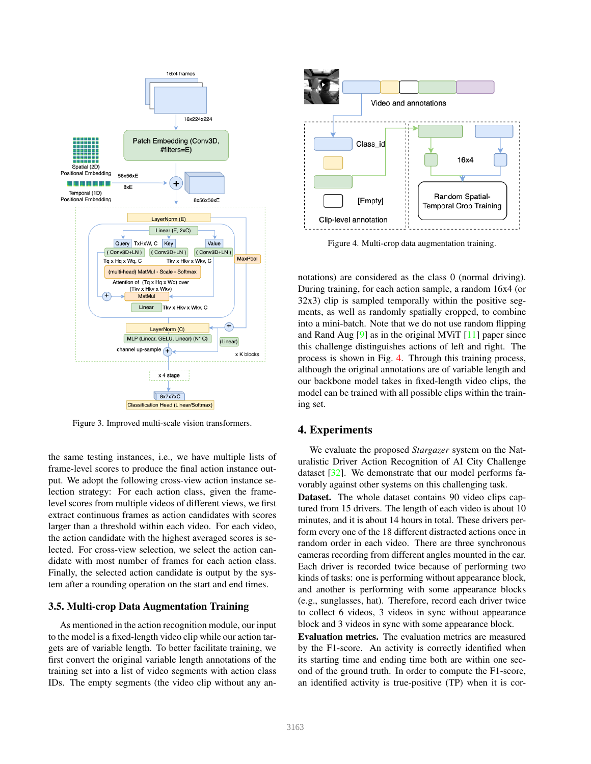Figure 3. Improved multi-scale vision transformers.

the same testing instances, i.e., we have multiple lists of frame-level scores to produce the final action instance output. We adopt the following cross-view action instance selection strategy: For each action class, given the frame-level scores from multiple videos of different views, we first extract continuous frames as action candidates with scores larger than a threshold within each video. For each video, the action candidate with the highest averaged scores is selected. For cross-view selection, we select the action candidate with most number of frames for each action class. Finally, the selected action candidate is output by the system after a rounding operation on the start and end times.

### 3.5. Multi-crop Data Augmentation Training

As mentioned in the action recognition module, our input to the model is a fixed-length video clip while our action targets are of variable length. To better facilitate training, we first convert the original variable length annotations of the training set into a list of video segments with action class IDs. The empty segments (the video clip without any annotations) are considered as the class 0 (normal driving). During training, for each action sample, a random 16x4 (or 32x3) clip is sampled temporally within the positive segments, as well as randomly spatially cropped, to combine into a mini-batch. Note that we do not use random flipping and Rand Aug [9] as in the original MViT [11] paper since this challenge distinguishes actions of left and right. The process is shown in Fig. 4. Through this training process, although the original annotations are of variable length and our backbone model takes in fixed-length video clips, the model can be trained with all possible clips within the training set.

Figure 4. Multi-crop data augmentation training.

## 4. Experiments

We evaluate the proposed *Stargazer* system on the Naturalistic Driver Action Recognition of AI City Challenge dataset [32]. We demonstrate that our model performs favorably against other systems on this challenging task.

**Dataset.** The whole dataset contains 90 video clips captured from 15 drivers. The length of each video is about 10 minutes, and it is about 14 hours in total. These drivers perform every one of the 18 different distracted actions once in random order in each video. There are three synchronous cameras recording from different angles mounted in the car. Each driver is recorded twice because of performing two kinds of tasks: one is performing without appearance block, and another is performing with some appearance blocks (e.g., sunglasses, hat). Therefore, record each driver twice to collect 6 videos, 3 videos in sync without appearance block and 3 videos in sync with some appearance block.

**Evaluation metrics.** The evaluation metrics are measured by the F1-score. An activity is correctly identified when its starting time and ending time both are within one second of the ground truth. In order to compute the F1-score, an identified activity is true-positive (TP) when it is cor-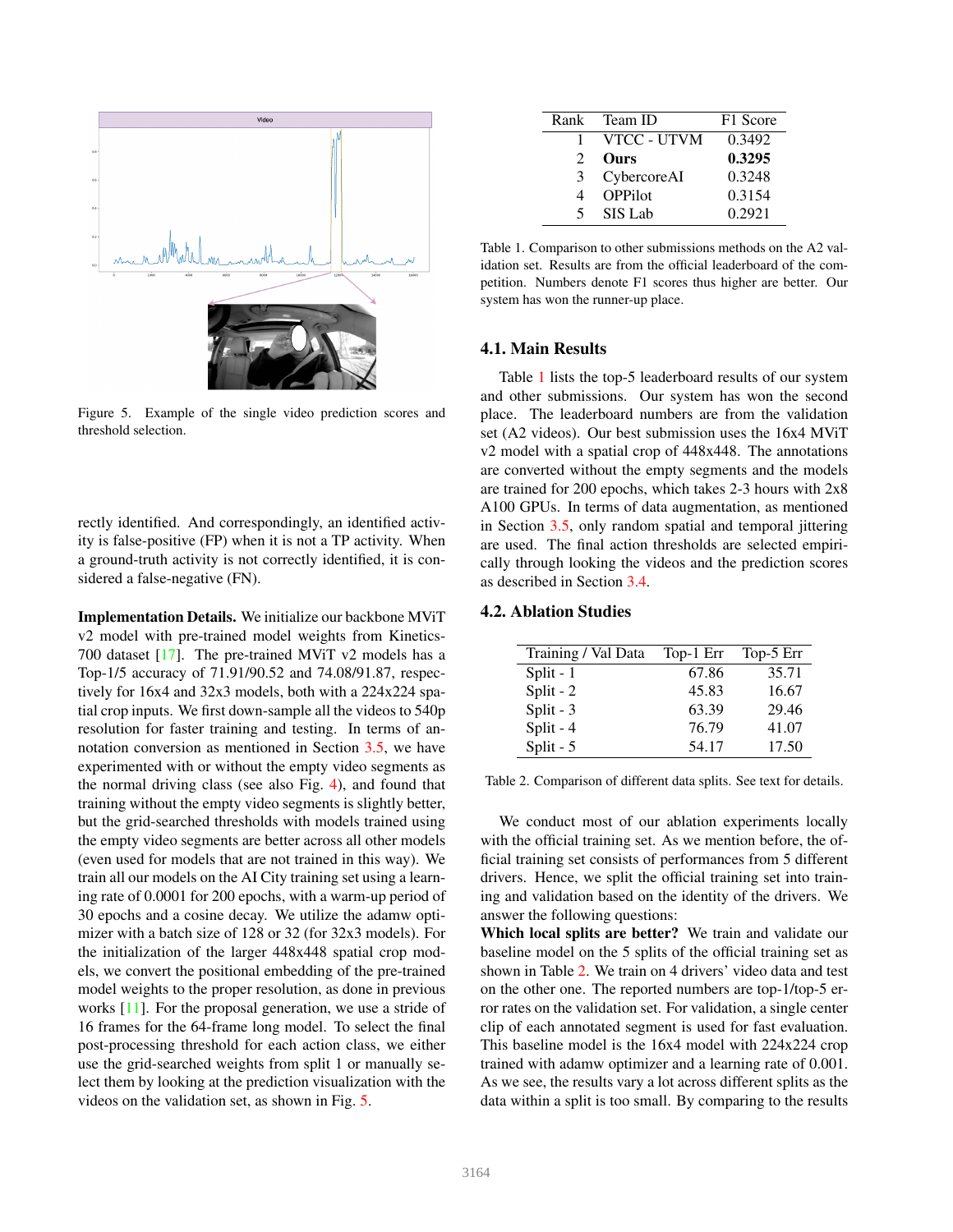Figure 5. Example of the single video prediction scores and threshold selection.

rectly identified. And correspondingly, an identified activity is false-positive (FP) when it is not a TP activity. When a ground-truth activity is not correctly identified, it is considered a false-negative (FN).

**Implementation Details.** We initialize our backbone MViT v2 model with pre-trained model weights from Kinetics-700 dataset [17]. The pre-trained MViT v2 models has a Top-1/5 accuracy of 71.91/90.52 and 74.08/91.87, respectively for 16x4 and 32x3 models, both with a 224x224 spatial crop inputs. We first down-sample all the videos to 540p resolution for faster training and testing. In terms of annotation conversion as mentioned in Section 3.5, we have experimented with or without the empty video segments as the normal driving class (see also Fig. 4), and found that training without the empty video segments is slightly better, but the grid-searched thresholds with models trained using the empty video segments are better across all other models (even used for models that are not trained in this way). We train all our models on the AI City training set using a learning rate of 0.0001 for 200 epochs, with a warm-up period of 30 epochs and a cosine decay. We utilize the adamw optimizer with a batch size of 128 or 32 (for 32x3 models). For the initialization of the larger 448x448 spatial crop models, we convert the positional embedding of the pre-trained model weights to the proper resolution, as done in previous works [11]. For the proposal generation, we use a stride of 16 frames for the 64-frame long model. To select the final post-processing threshold for each action class, we either use the grid-searched weights from split 1 or manually select them by looking at the prediction visualization with the videos on the validation set, as shown in Fig. 5.

| Rank | Team ID | F1 Score |
|---|---|---|
| 1 | VTCC - UTVM | 0.3492 |
| 2 | **Ours** | **0.3295** |
| 3 | CybercoreAI | 0.3248 |
| 4 | OPPilot | 0.3154 |
| 5 | SIS Lab | 0.2921 |

Table 1. Comparison to other submissions methods on the A2 validation set. Results are from the official leaderboard of the competition. Numbers denote F1 scores thus higher are better. Our system has won the runner-up place.

### 4.1. Main Results

Table 1 lists the top-5 leaderboard results of our system and other submissions. Our system has won the second place. The leaderboard numbers are from the validation set (A2 videos). Our best submission uses the 16x4 MViT v2 model with a spatial crop of 448x448. The annotations are converted without the empty segments and the models are trained for 200 epochs, which takes 2-3 hours with 2x8 A100 GPUs. In terms of data augmentation, as mentioned in Section 3.5, only random spatial and temporal jittering are used. The final action thresholds are selected empirically through looking the videos and the prediction scores as described in Section 3.4.

### 4.2. Ablation Studies

| Training / Val Data | Top-1 Err | Top-5 Err |
|---|---|---|
| Split - 1 | 67.86 | 35.71 |
| Split - 2 | 45.83 | 16.67 |
| Split - 3 | 63.39 | 29.46 |
| Split - 4 | 76.79 | 41.07 |
| Split - 5 | 54.17 | 17.50 |

Table 2. Comparison of different data splits. See text for details.

We conduct most of our ablation experiments locally with the official training set. As we mention before, the official training set consists of performances from 5 different drivers. Hence, we split the official training set into training and validation based on the identity of the drivers. We answer the following questions:

**Which local splits are better?** We train and validate our baseline model on the 5 splits of the official training set as shown in Table 2. We train on 4 drivers' video data and test on the other one. The reported numbers are top-1/top-5 error rates on the validation set. For validation, a single center clip of each annotated segment is used for fast evaluation. This baseline model is the 16x4 model with 224x224 crop trained with adamw optimizer and a learning rate of 0.001. As we see, the results vary a lot across different splits as the data within a split is too small. By comparing to the results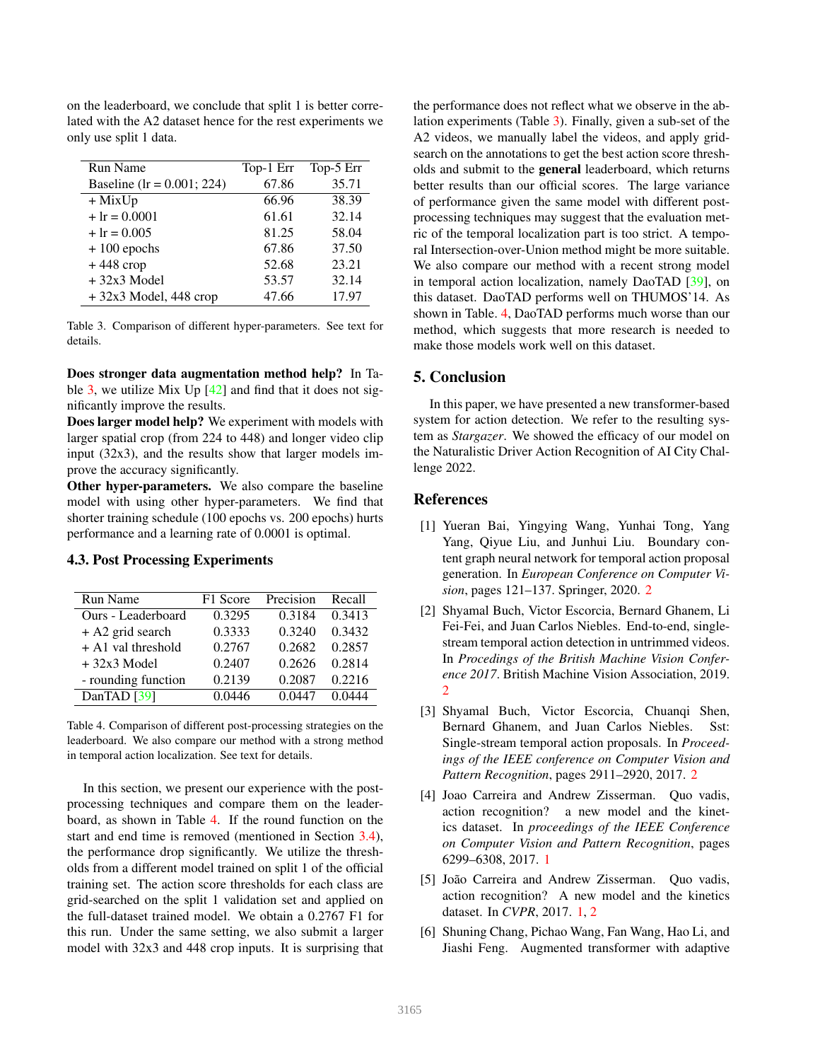on the leaderboard, we conclude that split 1 is better correlated with the A2 dataset hence for the rest experiments we only use split 1 data.

| Run Name | Top-1 Err | Top-5 Err |
|---|---|---|
| Baseline (lr = 0.001; 224) | 67.86 | 35.71 |
| + MixUp | 66.96 | 38.39 |
| + lr = 0.0001 | 61.61 | 32.14 |
| + lr = 0.005 | 81.25 | 58.04 |
| + 100 epochs | 67.86 | 37.50 |
| + 448 crop | 52.68 | 23.21 |
| + 32x3 Model | 53.57 | 32.14 |
| + 32x3 Model, 448 crop | 47.66 | 17.97 |

Table 3. Comparison of different hyper-parameters. See text for details.

**Does stronger data augmentation method help?** In Table 3, we utilize Mix Up [42] and find that it does not significantly improve the results.

**Does larger model help?** We experiment with models with larger spatial crop (from 224 to 448) and longer video clip input (32x3), and the results show that larger models improve the accuracy significantly.

**Other hyper-parameters.** We also compare the baseline model with using other hyper-parameters. We find that shorter training schedule (100 epochs vs. 200 epochs) hurts performance and a learning rate of 0.0001 is optimal.

### 4.3. Post Processing Experiments

| Run Name | F1 Score | Precision | Recall |
|---|---|---|---|
| Ours - Leaderboard | 0.3295 | 0.3184 | 0.3413 |
| + A2 grid search | 0.3333 | 0.3240 | 0.3432 |
| + A1 val threshold | 0.2767 | 0.2682 | 0.2857 |
| + 32x3 Model | 0.2407 | 0.2626 | 0.2814 |
| - rounding function | 0.2139 | 0.2087 | 0.2216 |
| DanTAD [39] | 0.0446 | 0.0447 | 0.0444 |

Table 4. Comparison of different post-processing strategies on the leaderboard. We also compare our method with a strong method in temporal action localization. See text for details.

In this section, we present our experience with the post-processing techniques and compare them on the leaderboard, as shown in Table 4. If the round function on the start and end time is removed (mentioned in Section 3.4), the performance drop significantly. We utilize the thresholds from a different model trained on split 1 of the official training set. The action score thresholds for each class are grid-searched on the split 1 validation set and applied on the full-dataset trained model. We obtain a 0.2767 F1 for this run. Under the same setting, we also submit a larger model with 32x3 and 448 crop inputs. It is surprising that the performance does not reflect what we observe in the ablation experiments (Table 3). Finally, given a sub-set of the A2 videos, we manually label the videos, and apply grid-search on the annotations to get the best action score thresholds and submit to the **general** leaderboard, which returns better results than our official scores. The large variance of performance given the same model with different post-processing techniques may suggest that the evaluation metric of the temporal localization part is too strict. A temporal Intersection-over-Union method might be more suitable. We also compare our method with a recent strong model in temporal action localization, namely DaoTAD [39], on this dataset. DaoTAD performs well on THUMOS'14. As shown in Table. 4, DaoTAD performs much worse than our method, which suggests that more research is needed to make those models work well on this dataset.

## 5. Conclusion

In this paper, we have presented a new transformer-based system for action detection. We refer to the resulting system as *Stargazer*. We showed the efficacy of our model on the Naturalistic Driver Action Recognition of AI City Challenge 2022.

## References

[1] Yueran Bai, Yingying Wang, Yunhai Tong, Yang Yang, Qiyue Liu, and Junhui Liu. Boundary content graph neural network for temporal action proposal generation. In *European Conference on Computer Vision*, pages 121–137. Springer, 2020. 2

[2] Shyamal Buch, Victor Escorcia, Bernard Ghanem, Li Fei-Fei, and Juan Carlos Niebles. End-to-end, single-stream temporal action detection in untrimmed videos. In *Procedings of the British Machine Vision Conference 2017*. British Machine Vision Association, 2019. 2

[3] Shyamal Buch, Victor Escorcia, Chuanqi Shen, Bernard Ghanem, and Juan Carlos Niebles. Sst: Single-stream temporal action proposals. In *Proceedings of the IEEE conference on Computer Vision and Pattern Recognition*, pages 2911–2920, 2017. 2

[4] Joao Carreira and Andrew Zisserman. Quo vadis, action recognition? a new model and the kinetics dataset. In *proceedings of the IEEE Conference on Computer Vision and Pattern Recognition*, pages 6299–6308, 2017. 1

[5] João Carreira and Andrew Zisserman. Quo vadis, action recognition? A new model and the kinetics dataset. In *CVPR*, 2017. 1, 2

[6] Shuning Chang, Pichao Wang, Fan Wang, Hao Li, and Jiashi Feng. Augmented transformer with adaptive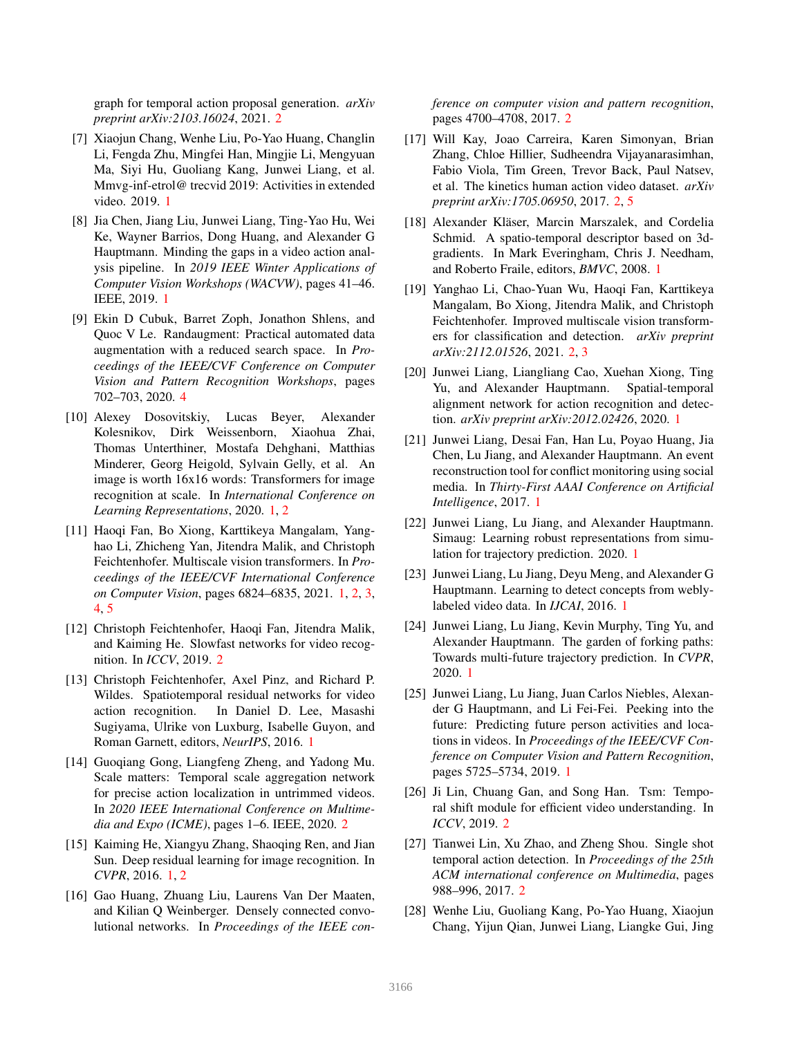graph for temporal action proposal generation. *arXiv preprint arXiv:2103.16024*, 2021. 2

[7] Xiaojun Chang, Wenhe Liu, Po-Yao Huang, Changlin Li, Fengda Zhu, Mingfei Han, Mingjie Li, Mengyuan Ma, Siyi Hu, Guoliang Kang, Junwei Liang, et al. Mmvg-inf-etrol@ trecvid 2019: Activities in extended video. 2019. 1

[8] Jia Chen, Jiang Liu, Junwei Liang, Ting-Yao Hu, Wei Ke, Wayner Barrios, Dong Huang, and Alexander G Hauptmann. Minding the gaps in a video action analysis pipeline. In *2019 IEEE Winter Applications of Computer Vision Workshops (WACVW)*, pages 41–46. IEEE, 2019. 1

[9] Ekin D Cubuk, Barret Zoph, Jonathon Shlens, and Quoc V Le. Randaugment: Practical automated data augmentation with a reduced search space. In *Proceedings of the IEEE/CVF Conference on Computer Vision and Pattern Recognition Workshops*, pages 702–703, 2020. 4

[10] Alexey Dosovitskiy, Lucas Beyer, Alexander Kolesnikov, Dirk Weissenborn, Xiaohua Zhai, Thomas Unterthiner, Mostafa Dehghani, Matthias Minderer, Georg Heigold, Sylvain Gelly, et al. An image is worth 16x16 words: Transformers for image recognition at scale. In *International Conference on Learning Representations*, 2020. 1, 2

[11] Haoqi Fan, Bo Xiong, Karttikeya Mangalam, Yanghao Li, Zhicheng Yan, Jitendra Malik, and Christoph Feichtenhofer. Multiscale vision transformers. In *Proceedings of the IEEE/CVF International Conference on Computer Vision*, pages 6824–6835, 2021. 1, 2, 3, 4, 5

[12] Christoph Feichtenhofer, Haoqi Fan, Jitendra Malik, and Kaiming He. Slowfast networks for video recognition. In *ICCV*, 2019. 2

[13] Christoph Feichtenhofer, Axel Pinz, and Richard P. Wildes. Spatiotemporal residual networks for video action recognition. In Daniel D. Lee, Masashi Sugiyama, Ulrike von Luxburg, Isabelle Guyon, and Roman Garnett, editors, *NeurIPS*, 2016. 1

[14] Guoqiang Gong, Liangfeng Zheng, and Yadong Mu. Scale matters: Temporal scale aggregation network for precise action localization in untrimmed videos. In *2020 IEEE International Conference on Multimedia and Expo (ICME)*, pages 1–6. IEEE, 2020. 2

[15] Kaiming He, Xiangyu Zhang, Shaoqing Ren, and Jian Sun. Deep residual learning for image recognition. In *CVPR*, 2016. 1, 2

[16] Gao Huang, Zhuang Liu, Laurens Van Der Maaten, and Kilian Q Weinberger. Densely connected convolutional networks. In *Proceedings of the IEEE conference on computer vision and pattern recognition*, pages 4700–4708, 2017. 2

[17] Will Kay, Joao Carreira, Karen Simonyan, Brian Zhang, Chloe Hillier, Sudheendra Vijayanarasimhan, Fabio Viola, Tim Green, Trevor Back, Paul Natsev, et al. The kinetics human action video dataset. *arXiv preprint arXiv:1705.06950*, 2017. 2, 5

[18] Alexander Kläser, Marcin Marszalek, and Cordelia Schmid. A spatio-temporal descriptor based on 3d-gradients. In Mark Everingham, Chris J. Needham, and Roberto Fraile, editors, *BMVC*, 2008. 1

[19] Yanghao Li, Chao-Yuan Wu, Haoqi Fan, Karttikeya Mangalam, Bo Xiong, Jitendra Malik, and Christoph Feichtenhofer. Improved multiscale vision transformers for classification and detection. *arXiv preprint arXiv:2112.01526*, 2021. 2, 3

[20] Junwei Liang, Liangliang Cao, Xuehan Xiong, Ting Yu, and Alexander Hauptmann. Spatial-temporal alignment network for action recognition and detection. *arXiv preprint arXiv:2012.02426*, 2020. 1

[21] Junwei Liang, Desai Fan, Han Lu, Poyao Huang, Jia Chen, Lu Jiang, and Alexander Hauptmann. An event reconstruction tool for conflict monitoring using social media. In *Thirty-First AAAI Conference on Artificial Intelligence*, 2017. 1

[22] Junwei Liang, Lu Jiang, and Alexander Hauptmann. Simaug: Learning robust representations from simulation for trajectory prediction. 2020. 1

[23] Junwei Liang, Lu Jiang, Deyu Meng, and Alexander G Hauptmann. Learning to detect concepts from webly-labeled video data. In *IJCAI*, 2016. 1

[24] Junwei Liang, Lu Jiang, Kevin Murphy, Ting Yu, and Alexander Hauptmann. The garden of forking paths: Towards multi-future trajectory prediction. In *CVPR*, 2020. 1

[25] Junwei Liang, Lu Jiang, Juan Carlos Niebles, Alexander G Hauptmann, and Li Fei-Fei. Peeking into the future: Predicting future person activities and locations in videos. In *Proceedings of the IEEE/CVF Conference on Computer Vision and Pattern Recognition*, pages 5725–5734, 2019. 1

[26] Ji Lin, Chuang Gan, and Song Han. Tsm: Temporal shift module for efficient video understanding. In *ICCV*, 2019. 2

[27] Tianwei Lin, Xu Zhao, and Zheng Shou. Single shot temporal action detection. In *Proceedings of the 25th ACM international conference on Multimedia*, pages 988–996, 2017. 2

[28] Wenhe Liu, Guoliang Kang, Po-Yao Huang, Xiaojun Chang, Yijun Qian, Junwei Liang, Liangke Gui, Jing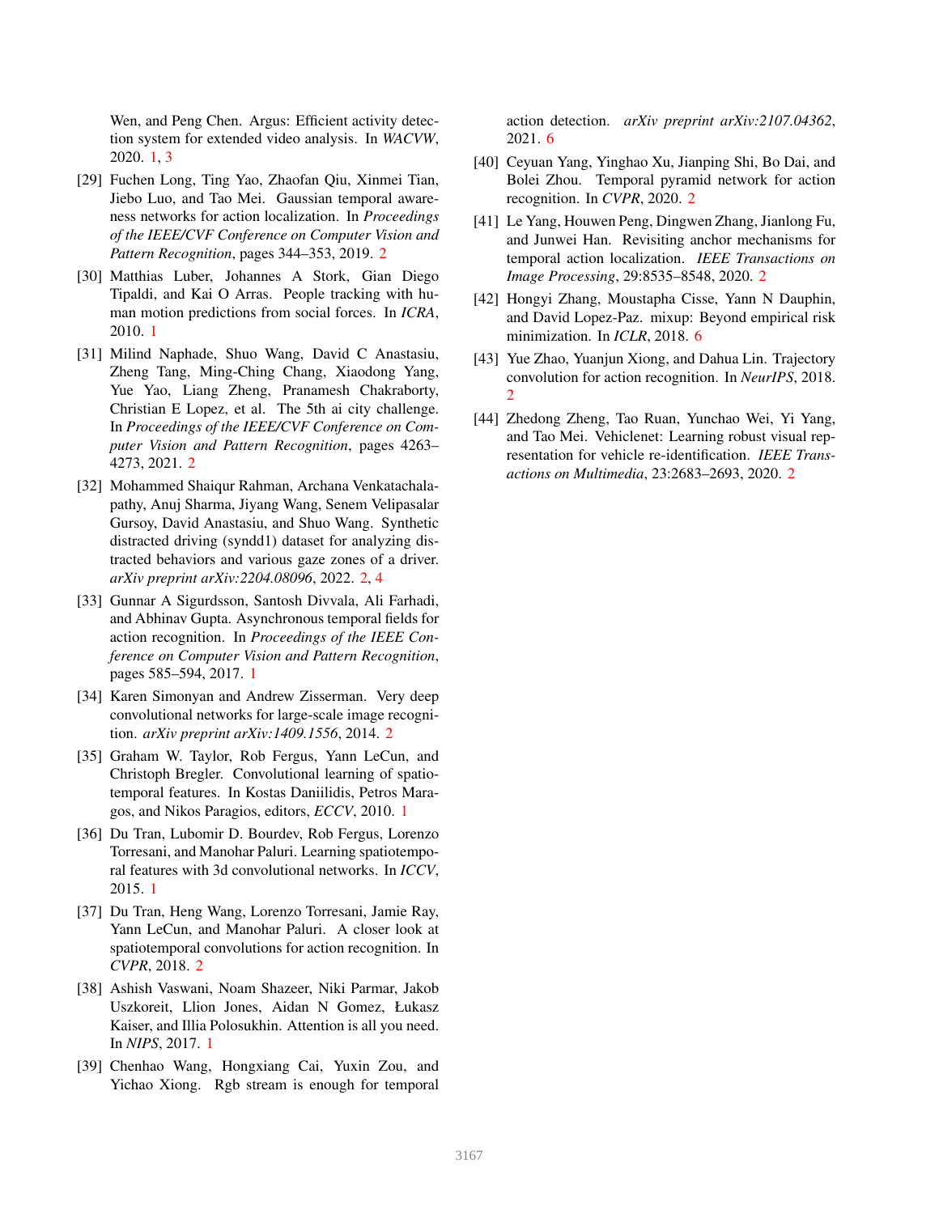Wen, and Peng Chen. Argus: Efficient activity detection system for extended video analysis. In *WACVW*, 2020. 1, 3

[29] Fuchen Long, Ting Yao, Zhaofan Qiu, Xinmei Tian, Jiebo Luo, and Tao Mei. Gaussian temporal awareness networks for action localization. In *Proceedings of the IEEE/CVF Conference on Computer Vision and Pattern Recognition*, pages 344–353, 2019. 2

[30] Matthias Luber, Johannes A Stork, Gian Diego Tipaldi, and Kai O Arras. People tracking with human motion predictions from social forces. In *ICRA*, 2010. 1

[31] Milind Naphade, Shuo Wang, David C Anastasiu, Zheng Tang, Ming-Ching Chang, Xiaodong Yang, Yue Yao, Liang Zheng, Pranamesh Chakraborty, Christian E Lopez, et al. The 5th ai city challenge. In *Proceedings of the IEEE/CVF Conference on Computer Vision and Pattern Recognition*, pages 4263–4273, 2021. 2

[32] Mohammed Shaiqur Rahman, Archana Venkatachalapathy, Anuj Sharma, Jiyang Wang, Senem Velipasalar Gursoy, David Anastasiu, and Shuo Wang. Synthetic distracted driving (syndd1) dataset for analyzing distracted behaviors and various gaze zones of a driver. *arXiv preprint arXiv:2204.08096*, 2022. 2, 4

[33] Gunnar A Sigurdsson, Santosh Divvala, Ali Farhadi, and Abhinav Gupta. Asynchronous temporal fields for action recognition. In *Proceedings of the IEEE Conference on Computer Vision and Pattern Recognition*, pages 585–594, 2017. 1

[34] Karen Simonyan and Andrew Zisserman. Very deep convolutional networks for large-scale image recognition. *arXiv preprint arXiv:1409.1556*, 2014. 2

[35] Graham W. Taylor, Rob Fergus, Yann LeCun, and Christoph Bregler. Convolutional learning of spatio-temporal features. In Kostas Daniilidis, Petros Maragos, and Nikos Paragios, editors, *ECCV*, 2010. 1

[36] Du Tran, Lubomir D. Bourdev, Rob Fergus, Lorenzo Torresani, and Manohar Paluri. Learning spatiotemporal features with 3d convolutional networks. In *ICCV*, 2015. 1

[37] Du Tran, Heng Wang, Lorenzo Torresani, Jamie Ray, Yann LeCun, and Manohar Paluri. A closer look at spatiotemporal convolutions for action recognition. In *CVPR*, 2018. 2

[38] Ashish Vaswani, Noam Shazeer, Niki Parmar, Jakob Uszkoreit, Llion Jones, Aidan N Gomez, Łukasz Kaiser, and Illia Polosukhin. Attention is all you need. In *NIPS*, 2017. 1

[39] Chenhao Wang, Hongxiang Cai, Yuxin Zou, and Yichao Xiong. Rgb stream is enough for temporal action detection. *arXiv preprint arXiv:2107.04362*, 2021. 6

[40] Ceyuan Yang, Yinghao Xu, Jianping Shi, Bo Dai, and Bolei Zhou. Temporal pyramid network for action recognition. In *CVPR*, 2020. 2

[41] Le Yang, Houwen Peng, Dingwen Zhang, Jianlong Fu, and Junwei Han. Revisiting anchor mechanisms for temporal action localization. *IEEE Transactions on Image Processing*, 29:8535–8548, 2020. 2

[42] Hongyi Zhang, Moustapha Cisse, Yann N Dauphin, and David Lopez-Paz. mixup: Beyond empirical risk minimization. In *ICLR*, 2018. 6

[43] Yue Zhao, Yuanjun Xiong, and Dahua Lin. Trajectory convolution for action recognition. In *NeurIPS*, 2018. 2

[44] Zhedong Zheng, Tao Ruan, Yunchao Wei, Yi Yang, and Tao Mei. Vehiclenet: Learning robust visual representation for vehicle re-identification. *IEEE Transactions on Multimedia*, 23:2683–2693, 2020. 2